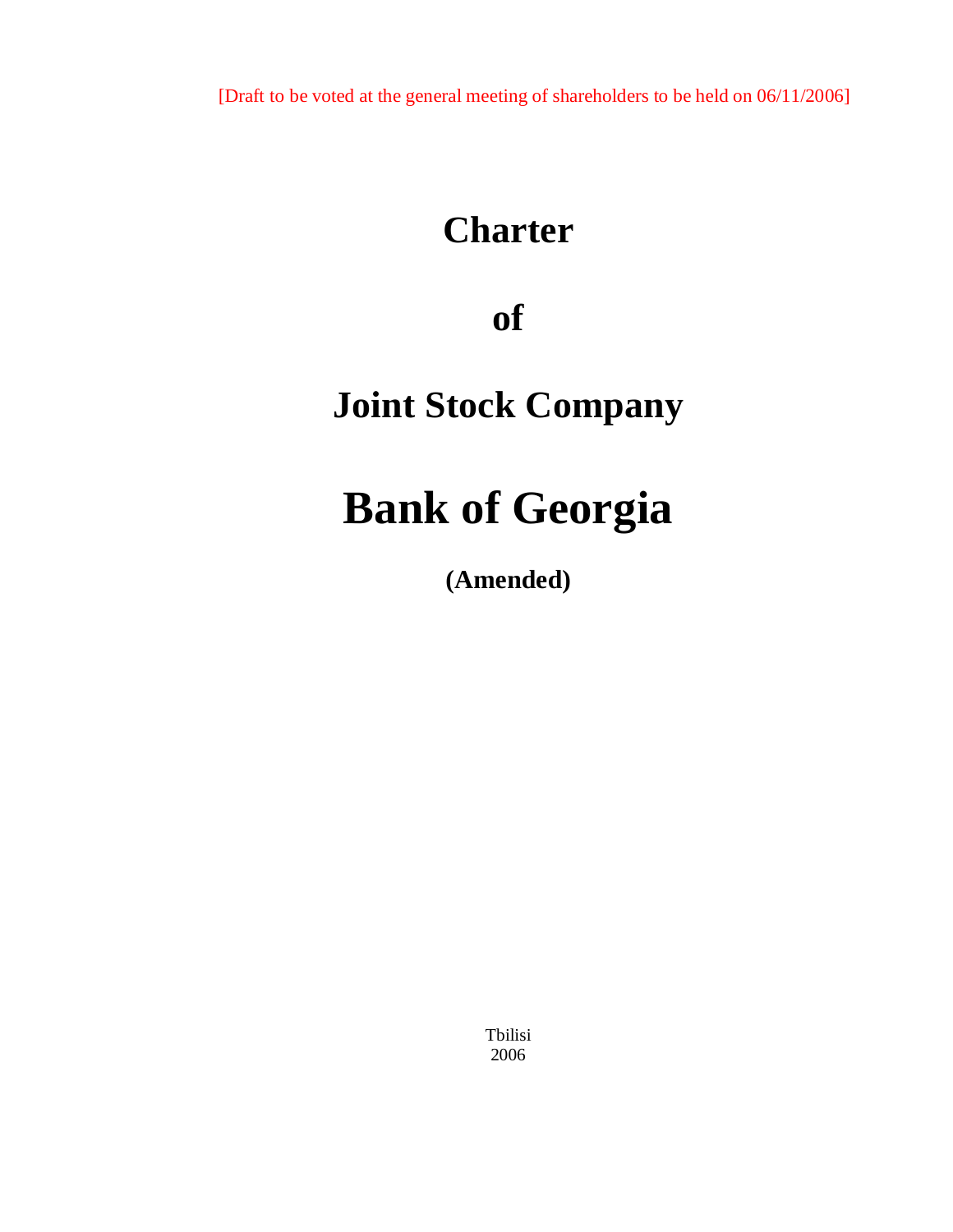[Draft to be voted at the general meeting of shareholders to be held on 06/11/2006]

# Charter

# of

# Joint Stock Company

# Bank of Georgia

**(Amended)**

Tbilisi
2006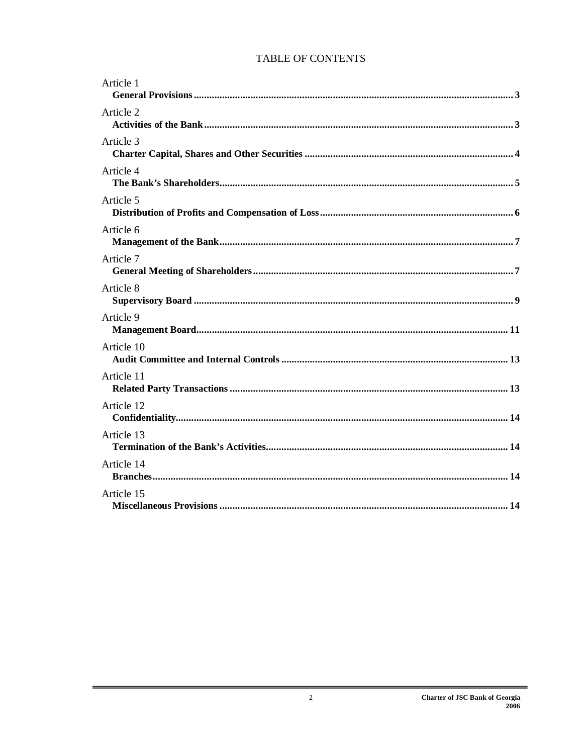# TABLE OF CONTENTS

Article 1
**General Provisions** .......... 3

Article 2
**Activities of the Bank** .......... 3

Article 3
**Charter Capital, Shares and Other Securities** .......... 4

Article 4
**The Bank's Shareholders** .......... 5

Article 5
**Distribution of Profits and Compensation of Loss** .......... 6

Article 6
**Management of the Bank** .......... 7

Article 7
**General Meeting of Shareholders** .......... 7

Article 8
**Supervisory Board** .......... 9

Article 9
**Management Board** .......... 11

Article 10
**Audit Committee and Internal Controls** .......... 13

Article 11
**Related Party Transactions** .......... 13

Article 12
**Confidentiality** .......... 14

Article 13
**Termination of the Bank's Activities** .......... 14

Article 14
**Branches** .......... 14

Article 15
**Miscellaneous Provisions** .......... 14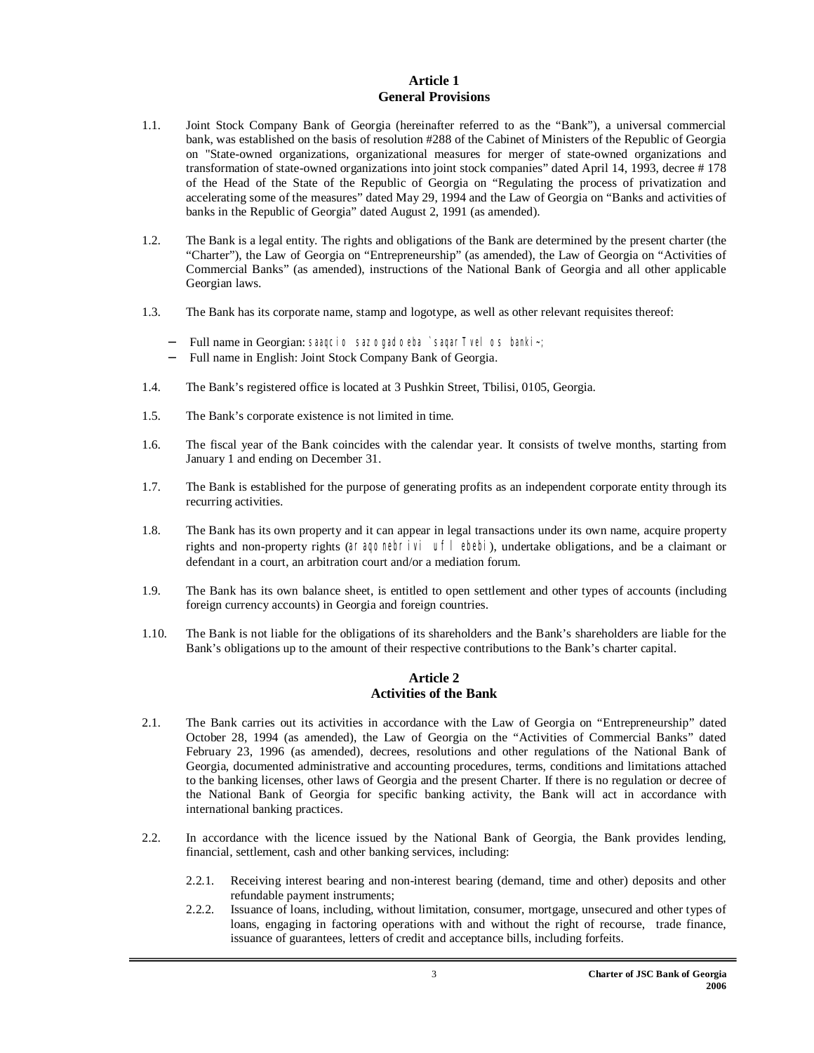## Article 1
## General Provisions

1.1. Joint Stock Company Bank of Georgia (hereinafter referred to as the "Bank"), a universal commercial bank, was established on the basis of resolution #288 of the Cabinet of Ministers of the Republic of Georgia on "State-owned organizations, organizational measures for merger of state-owned organizations and transformation of state-owned organizations into joint stock companies" dated April 14, 1993, decree # 178 of the Head of the State of the Republic of Georgia on "Regulating the process of privatization and accelerating some of the measures" dated May 29, 1994 and the Law of Georgia on "Banks and activities of banks in the Republic of Georgia" dated August 2, 1991 (as amended).

1.2. The Bank is a legal entity. The rights and obligations of the Bank are determined by the present charter (the "Charter"), the Law of Georgia on "Entrepreneurship" (as amended), the Law of Georgia on "Activities of Commercial Banks" (as amended), instructions of the National Bank of Georgia and all other applicable Georgian laws.

1.3. The Bank has its corporate name, stamp and logotype, as well as other relevant requisites thereof:

- Full name in Georgian: saaqcio sazogadoeba `saqarTvelos banki~;
- Full name in English: Joint Stock Company Bank of Georgia.

1.4. The Bank's registered office is located at 3 Pushkin Street, Tbilisi, 0105, Georgia.

1.5. The Bank's corporate existence is not limited in time.

1.6. The fiscal year of the Bank coincides with the calendar year. It consists of twelve months, starting from January 1 and ending on December 31.

1.7. The Bank is established for the purpose of generating profits as an independent corporate entity through its recurring activities.

1.8. The Bank has its own property and it can appear in legal transactions under its own name, acquire property rights and non-property rights (araqonebrivi uflebebi), undertake obligations, and be a claimant or defendant in a court, an arbitration court and/or a mediation forum.

1.9. The Bank has its own balance sheet, is entitled to open settlement and other types of accounts (including foreign currency accounts) in Georgia and foreign countries.

1.10. The Bank is not liable for the obligations of its shareholders and the Bank's shareholders are liable for the Bank's obligations up to the amount of their respective contributions to the Bank's charter capital.

## Article 2
## Activities of the Bank

2.1. The Bank carries out its activities in accordance with the Law of Georgia on "Entrepreneurship" dated October 28, 1994 (as amended), the Law of Georgia on the "Activities of Commercial Banks" dated February 23, 1996 (as amended), decrees, resolutions and other regulations of the National Bank of Georgia, documented administrative and accounting procedures, terms, conditions and limitations attached to the banking licenses, other laws of Georgia and the present Charter. If there is no regulation or decree of the National Bank of Georgia for specific banking activity, the Bank will act in accordance with international banking practices.

2.2. In accordance with the licence issued by the National Bank of Georgia, the Bank provides lending, financial, settlement, cash and other banking services, including:

2.2.1. Receiving interest bearing and non-interest bearing (demand, time and other) deposits and other refundable payment instruments;

2.2.2. Issuance of loans, including, without limitation, consumer, mortgage, unsecured and other types of loans, engaging in factoring operations with and without the right of recourse, trade finance, issuance of guarantees, letters of credit and acceptance bills, including forfeits.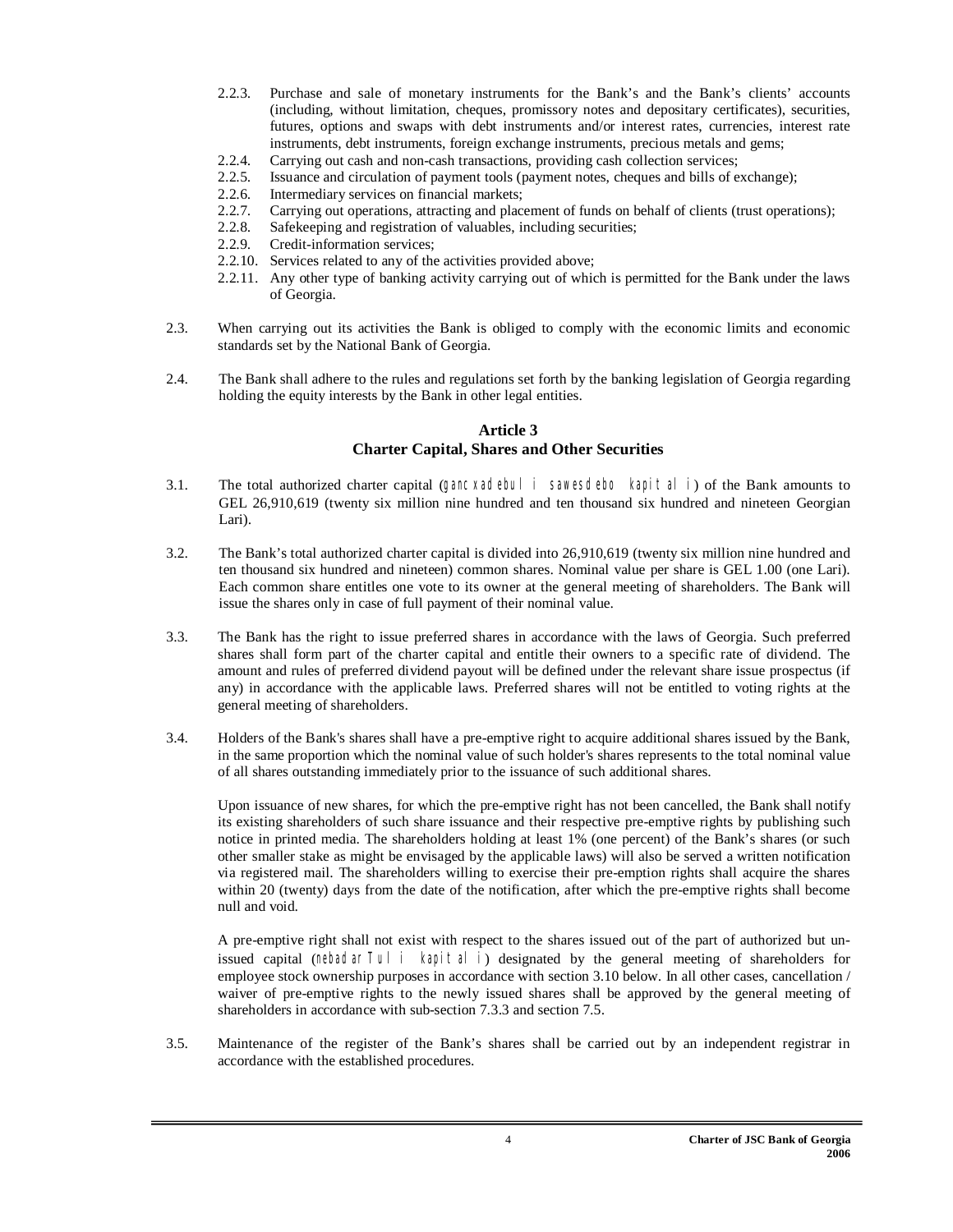2.2.3. Purchase and sale of monetary instruments for the Bank's and the Bank's clients' accounts (including, without limitation, cheques, promissory notes and depositary certificates), securities, futures, options and swaps with debt instruments and/or interest rates, currencies, interest rate instruments, debt instruments, foreign exchange instruments, precious metals and gems;

2.2.4. Carrying out cash and non-cash transactions, providing cash collection services;

2.2.5. Issuance and circulation of payment tools (payment notes, cheques and bills of exchange);

2.2.6. Intermediary services on financial markets;

2.2.7. Carrying out operations, attracting and placement of funds on behalf of clients (trust operations);

2.2.8. Safekeeping and registration of valuables, including securities;

2.2.9. Credit-information services;

2.2.10. Services related to any of the activities provided above;

2.2.11. Any other type of banking activity carrying out of which is permitted for the Bank under the laws of Georgia.

2.3. When carrying out its activities the Bank is obliged to comply with the economic limits and economic standards set by the National Bank of Georgia.

2.4. The Bank shall adhere to the rules and regulations set forth by the banking legislation of Georgia regarding holding the equity interests by the Bank in other legal entities.

## Article 3
## Charter Capital, Shares and Other Securities

3.1. The total authorized charter capital (gancxadebuli sawesdebo kapitali) of the Bank amounts to GEL 26,910,619 (twenty six million nine hundred and ten thousand six hundred and nineteen Georgian Lari).

3.2. The Bank's total authorized charter capital is divided into 26,910,619 (twenty six million nine hundred and ten thousand six hundred and nineteen) common shares. Nominal value per share is GEL 1.00 (one Lari). Each common share entitles one vote to its owner at the general meeting of shareholders. The Bank will issue the shares only in case of full payment of their nominal value.

3.3. The Bank has the right to issue preferred shares in accordance with the laws of Georgia. Such preferred shares shall form part of the charter capital and entitle their owners to a specific rate of dividend. The amount and rules of preferred dividend payout will be defined under the relevant share issue prospectus (if any) in accordance with the applicable laws. Preferred shares will not be entitled to voting rights at the general meeting of shareholders.

3.4. Holders of the Bank's shares shall have a pre-emptive right to acquire additional shares issued by the Bank, in the same proportion which the nominal value of such holder's shares represents to the total nominal value of all shares outstanding immediately prior to the issuance of such additional shares.

Upon issuance of new shares, for which the pre-emptive right has not been cancelled, the Bank shall notify its existing shareholders of such share issuance and their respective pre-emptive rights by publishing such notice in printed media. The shareholders holding at least 1% (one percent) of the Bank's shares (or such other smaller stake as might be envisaged by the applicable laws) will also be served a written notification via registered mail. The shareholders willing to exercise their pre-emption rights shall acquire the shares within 20 (twenty) days from the date of the notification, after which the pre-emptive rights shall become null and void.

A pre-emptive right shall not exist with respect to the shares issued out of the part of authorized but un-issued capital (nebadarTuli kapitali) designated by the general meeting of shareholders for employee stock ownership purposes in accordance with section 3.10 below. In all other cases, cancellation / waiver of pre-emptive rights to the newly issued shares shall be approved by the general meeting of shareholders in accordance with sub-section 7.3.3 and section 7.5.

3.5. Maintenance of the register of the Bank's shares shall be carried out by an independent registrar in accordance with the established procedures.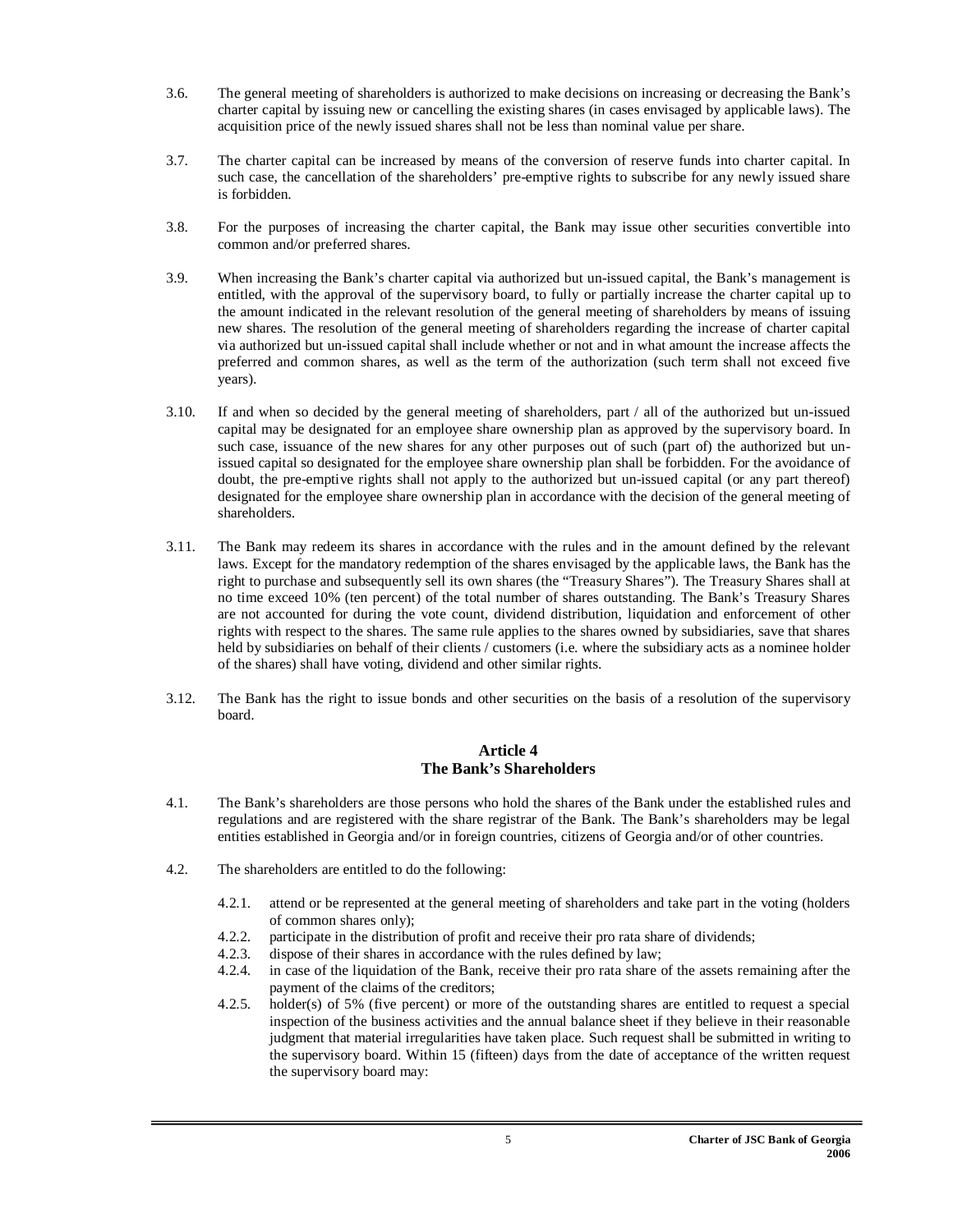3.6. The general meeting of shareholders is authorized to make decisions on increasing or decreasing the Bank's charter capital by issuing new or cancelling the existing shares (in cases envisaged by applicable laws). The acquisition price of the newly issued shares shall not be less than nominal value per share.

3.7. The charter capital can be increased by means of the conversion of reserve funds into charter capital. In such case, the cancellation of the shareholders' pre-emptive rights to subscribe for any newly issued share is forbidden.

3.8. For the purposes of increasing the charter capital, the Bank may issue other securities convertible into common and/or preferred shares.

3.9. When increasing the Bank's charter capital via authorized but un-issued capital, the Bank's management is entitled, with the approval of the supervisory board, to fully or partially increase the charter capital up to the amount indicated in the relevant resolution of the general meeting of shareholders by means of issuing new shares. The resolution of the general meeting of shareholders regarding the increase of charter capital via authorized but un-issued capital shall include whether or not and in what amount the increase affects the preferred and common shares, as well as the term of the authorization (such term shall not exceed five years).

3.10. If and when so decided by the general meeting of shareholders, part / all of the authorized but un-issued capital may be designated for an employee share ownership plan as approved by the supervisory board. In such case, issuance of the new shares for any other purposes out of such (part of) the authorized but un-issued capital so designated for the employee share ownership plan shall be forbidden. For the avoidance of doubt, the pre-emptive rights shall not apply to the authorized but un-issued capital (or any part thereof) designated for the employee share ownership plan in accordance with the decision of the general meeting of shareholders.

3.11. The Bank may redeem its shares in accordance with the rules and in the amount defined by the relevant laws. Except for the mandatory redemption of the shares envisaged by the applicable laws, the Bank has the right to purchase and subsequently sell its own shares (the "Treasury Shares"). The Treasury Shares shall at no time exceed 10% (ten percent) of the total number of shares outstanding. The Bank's Treasury Shares are not accounted for during the vote count, dividend distribution, liquidation and enforcement of other rights with respect to the shares. The same rule applies to the shares owned by subsidiaries, save that shares held by subsidiaries on behalf of their clients / customers (i.e. where the subsidiary acts as a nominee holder of the shares) shall have voting, dividend and other similar rights.

3.12. The Bank has the right to issue bonds and other securities on the basis of a resolution of the supervisory board.

## Article 4
## The Bank's Shareholders

4.1. The Bank's shareholders are those persons who hold the shares of the Bank under the established rules and regulations and are registered with the share registrar of the Bank. The Bank's shareholders may be legal entities established in Georgia and/or in foreign countries, citizens of Georgia and/or of other countries.

4.2. The shareholders are entitled to do the following:

- 4.2.1. attend or be represented at the general meeting of shareholders and take part in the voting (holders of common shares only);
- 4.2.2. participate in the distribution of profit and receive their pro rata share of dividends;
- 4.2.3. dispose of their shares in accordance with the rules defined by law;
- 4.2.4. in case of the liquidation of the Bank, receive their pro rata share of the assets remaining after the payment of the claims of the creditors;
- 4.2.5. holder(s) of 5% (five percent) or more of the outstanding shares are entitled to request a special inspection of the business activities and the annual balance sheet if they believe in their reasonable judgment that material irregularities have taken place. Such request shall be submitted in writing to the supervisory board. Within 15 (fifteen) days from the date of acceptance of the written request the supervisory board may: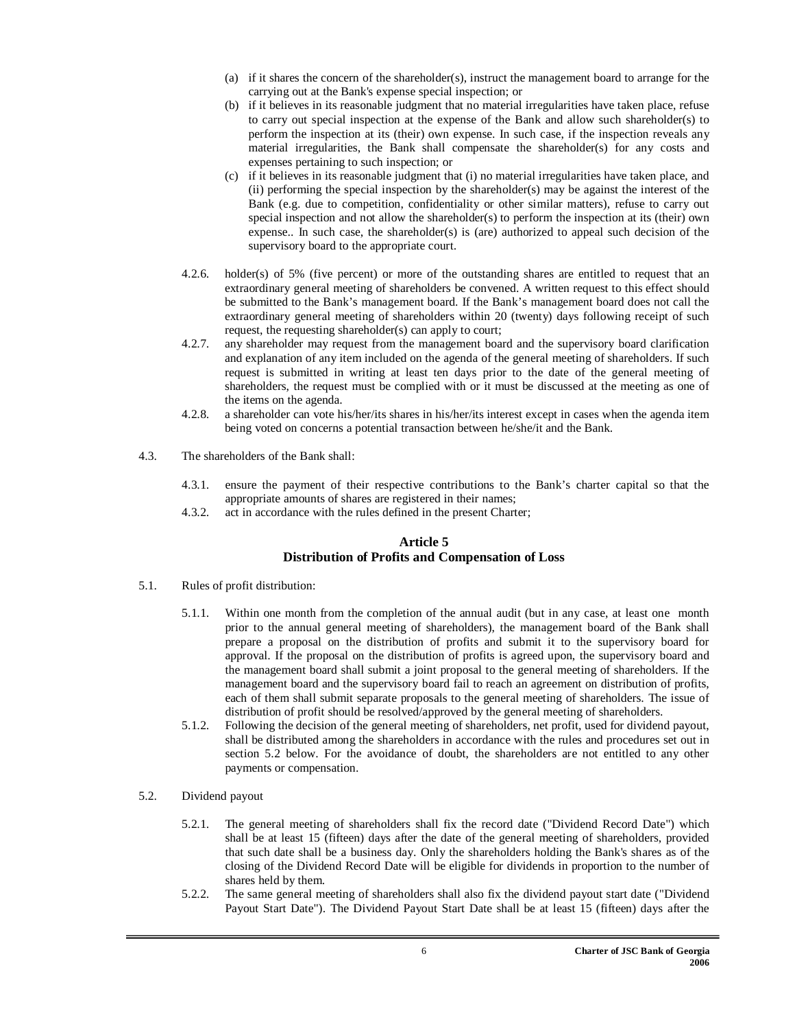(a) if it shares the concern of the shareholder(s), instruct the management board to arrange for the carrying out at the Bank's expense special inspection; or

(b) if it believes in its reasonable judgment that no material irregularities have taken place, refuse to carry out special inspection at the expense of the Bank and allow such shareholder(s) to perform the inspection at its (their) own expense. In such case, if the inspection reveals any material irregularities, the Bank shall compensate the shareholder(s) for any costs and expenses pertaining to such inspection; or

(c) if it believes in its reasonable judgment that (i) no material irregularities have taken place, and (ii) performing the special inspection by the shareholder(s) may be against the interest of the Bank (e.g. due to competition, confidentiality or other similar matters), refuse to carry out special inspection and not allow the shareholder(s) to perform the inspection at its (their) own expense.. In such case, the shareholder(s) is (are) authorized to appeal such decision of the supervisory board to the appropriate court.

4.2.6. holder(s) of 5% (five percent) or more of the outstanding shares are entitled to request that an extraordinary general meeting of shareholders be convened. A written request to this effect should be submitted to the Bank's management board. If the Bank's management board does not call the extraordinary general meeting of shareholders within 20 (twenty) days following receipt of such request, the requesting shareholder(s) can apply to court;

4.2.7. any shareholder may request from the management board and the supervisory board clarification and explanation of any item included on the agenda of the general meeting of shareholders. If such request is submitted in writing at least ten days prior to the date of the general meeting of shareholders, the request must be complied with or it must be discussed at the meeting as one of the items on the agenda.

4.2.8. a shareholder can vote his/her/its shares in his/her/its interest except in cases when the agenda item being voted on concerns a potential transaction between he/she/it and the Bank.

4.3. The shareholders of the Bank shall:

4.3.1. ensure the payment of their respective contributions to the Bank's charter capital so that the appropriate amounts of shares are registered in their names;

4.3.2. act in accordance with the rules defined in the present Charter;

## Article 5
## Distribution of Profits and Compensation of Loss

5.1. Rules of profit distribution:

5.1.1. Within one month from the completion of the annual audit (but in any case, at least one month prior to the annual general meeting of shareholders), the management board of the Bank shall prepare a proposal on the distribution of profits and submit it to the supervisory board for approval. If the proposal on the distribution of profits is agreed upon, the supervisory board and the management board shall submit a joint proposal to the general meeting of shareholders. If the management board and the supervisory board fail to reach an agreement on distribution of profits, each of them shall submit separate proposals to the general meeting of shareholders. The issue of distribution of profit should be resolved/approved by the general meeting of shareholders.

5.1.2. Following the decision of the general meeting of shareholders, net profit, used for dividend payout, shall be distributed among the shareholders in accordance with the rules and procedures set out in section 5.2 below. For the avoidance of doubt, the shareholders are not entitled to any other payments or compensation.

5.2. Dividend payout

5.2.1. The general meeting of shareholders shall fix the record date ("Dividend Record Date") which shall be at least 15 (fifteen) days after the date of the general meeting of shareholders, provided that such date shall be a business day. Only the shareholders holding the Bank's shares as of the closing of the Dividend Record Date will be eligible for dividends in proportion to the number of shares held by them.

5.2.2. The same general meeting of shareholders shall also fix the dividend payout start date ("Dividend Payout Start Date"). The Dividend Payout Start Date shall be at least 15 (fifteen) days after the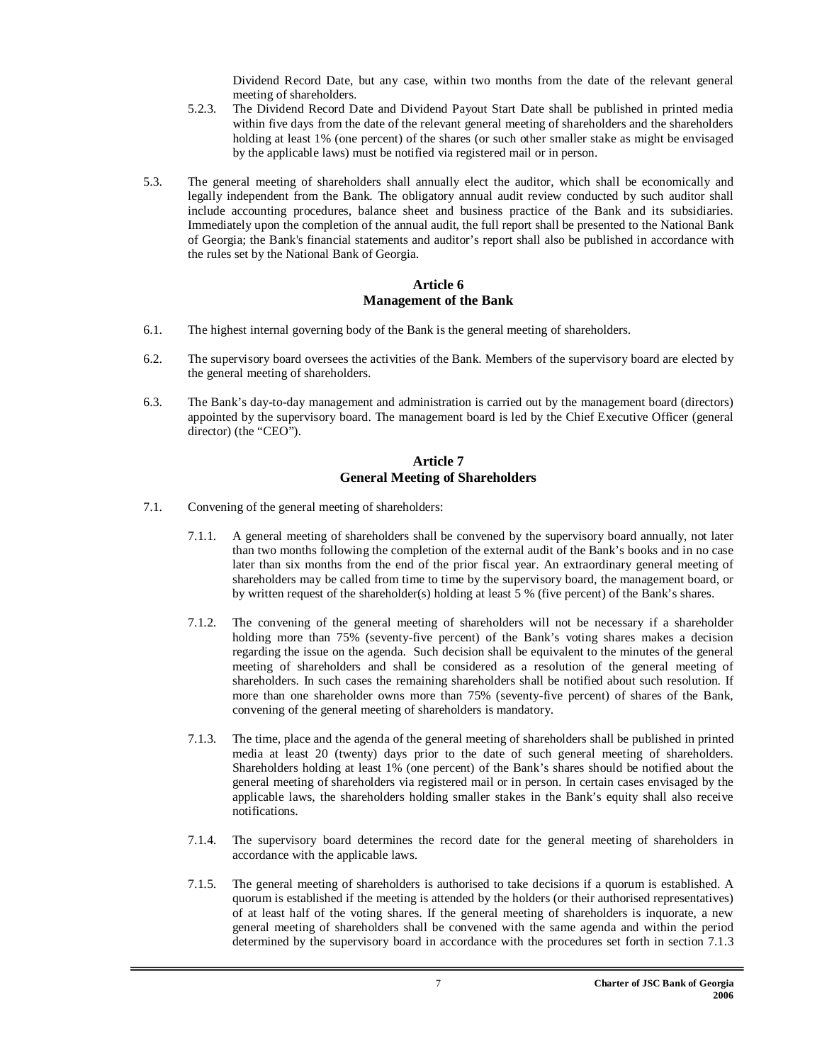Dividend Record Date, but any case, within two months from the date of the relevant general meeting of shareholders.

5.2.3. The Dividend Record Date and Dividend Payout Start Date shall be published in printed media within five days from the date of the relevant general meeting of shareholders and the shareholders holding at least 1% (one percent) of the shares (or such other smaller stake as might be envisaged by the applicable laws) must be notified via registered mail or in person.

5.3. The general meeting of shareholders shall annually elect the auditor, which shall be economically and legally independent from the Bank. The obligatory annual audit review conducted by such auditor shall include accounting procedures, balance sheet and business practice of the Bank and its subsidiaries. Immediately upon the completion of the annual audit, the full report shall be presented to the National Bank of Georgia; the Bank's financial statements and auditor's report shall also be published in accordance with the rules set by the National Bank of Georgia.

## Article 6
## Management of the Bank

6.1. The highest internal governing body of the Bank is the general meeting of shareholders.

6.2. The supervisory board oversees the activities of the Bank. Members of the supervisory board are elected by the general meeting of shareholders.

6.3. The Bank's day-to-day management and administration is carried out by the management board (directors) appointed by the supervisory board. The management board is led by the Chief Executive Officer (general director) (the "CEO").

## Article 7
## General Meeting of Shareholders

7.1. Convening of the general meeting of shareholders:

7.1.1. A general meeting of shareholders shall be convened by the supervisory board annually, not later than two months following the completion of the external audit of the Bank's books and in no case later than six months from the end of the prior fiscal year. An extraordinary general meeting of shareholders may be called from time to time by the supervisory board, the management board, or by written request of the shareholder(s) holding at least 5 % (five percent) of the Bank's shares.

7.1.2. The convening of the general meeting of shareholders will not be necessary if a shareholder holding more than 75% (seventy-five percent) of the Bank's voting shares makes a decision regarding the issue on the agenda. Such decision shall be equivalent to the minutes of the general meeting of shareholders and shall be considered as a resolution of the general meeting of shareholders. In such cases the remaining shareholders shall be notified about such resolution. If more than one shareholder owns more than 75% (seventy-five percent) of shares of the Bank, convening of the general meeting of shareholders is mandatory.

7.1.3. The time, place and the agenda of the general meeting of shareholders shall be published in printed media at least 20 (twenty) days prior to the date of such general meeting of shareholders. Shareholders holding at least 1% (one percent) of the Bank's shares should be notified about the general meeting of shareholders via registered mail or in person. In certain cases envisaged by the applicable laws, the shareholders holding smaller stakes in the Bank's equity shall also receive notifications.

7.1.4. The supervisory board determines the record date for the general meeting of shareholders in accordance with the applicable laws.

7.1.5. The general meeting of shareholders is authorised to take decisions if a quorum is established. A quorum is established if the meeting is attended by the holders (or their authorised representatives) of at least half of the voting shares. If the general meeting of shareholders is inquorate, a new general meeting of shareholders shall be convened with the same agenda and within the period determined by the supervisory board in accordance with the procedures set forth in section 7.1.3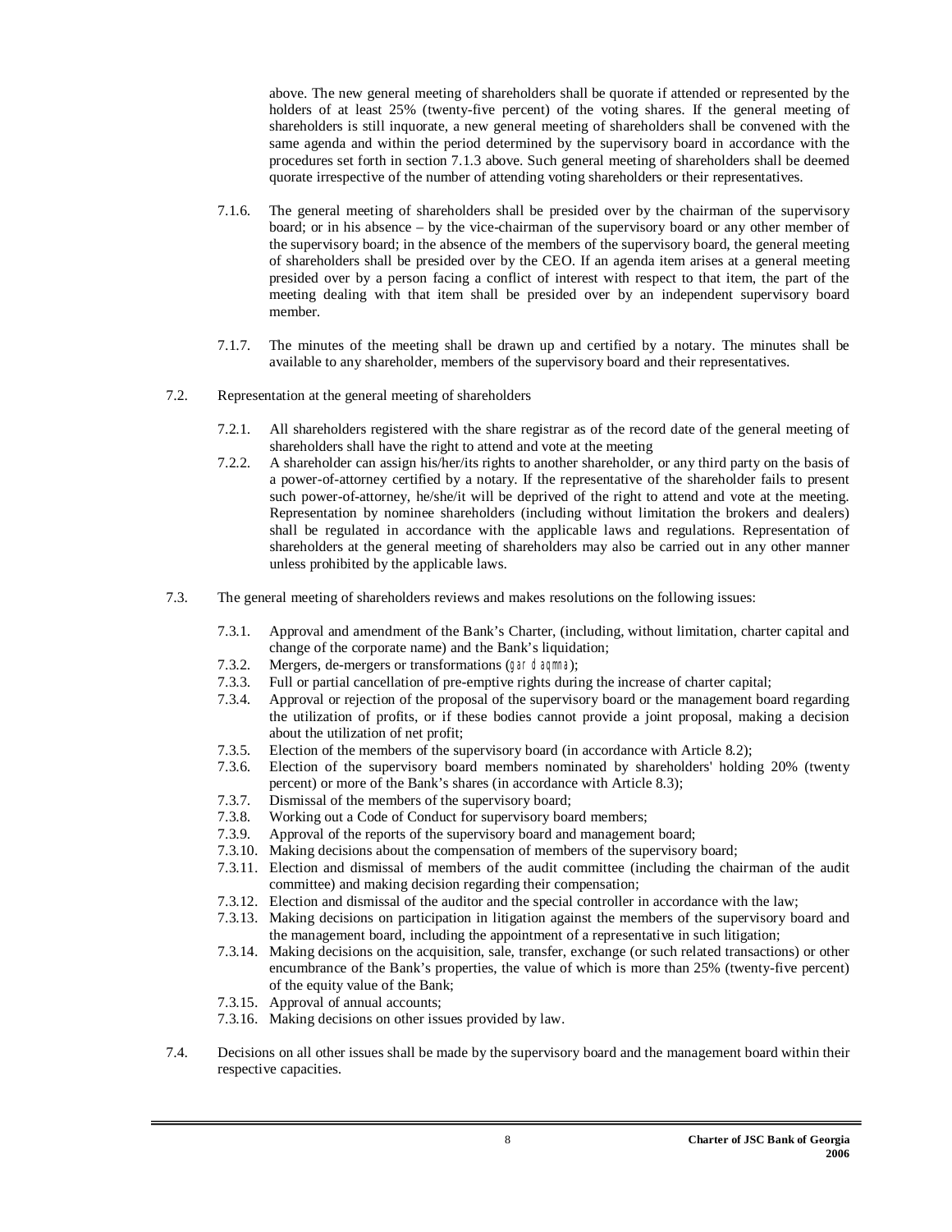above. The new general meeting of shareholders shall be quorate if attended or represented by the holders of at least 25% (twenty-five percent) of the voting shares. If the general meeting of shareholders is still inquorate, a new general meeting of shareholders shall be convened with the same agenda and within the period determined by the supervisory board in accordance with the procedures set forth in section 7.1.3 above. Such general meeting of shareholders shall be deemed quorate irrespective of the number of attending voting shareholders or their representatives.

7.1.6. The general meeting of shareholders shall be presided over by the chairman of the supervisory board; or in his absence – by the vice-chairman of the supervisory board or any other member of the supervisory board; in the absence of the members of the supervisory board, the general meeting of shareholders shall be presided over by the CEO. If an agenda item arises at a general meeting presided over by a person facing a conflict of interest with respect to that item, the part of the meeting dealing with that item shall be presided over by an independent supervisory board member.

7.1.7. The minutes of the meeting shall be drawn up and certified by a notary. The minutes shall be available to any shareholder, members of the supervisory board and their representatives.

7.2. Representation at the general meeting of shareholders

7.2.1. All shareholders registered with the share registrar as of the record date of the general meeting of shareholders shall have the right to attend and vote at the meeting

7.2.2. A shareholder can assign his/her/its rights to another shareholder, or any third party on the basis of a power-of-attorney certified by a notary. If the representative of the shareholder fails to present such power-of-attorney, he/she/it will be deprived of the right to attend and vote at the meeting. Representation by nominee shareholders (including without limitation the brokers and dealers) shall be regulated in accordance with the applicable laws and regulations. Representation of shareholders at the general meeting of shareholders may also be carried out in any other manner unless prohibited by the applicable laws.

7.3. The general meeting of shareholders reviews and makes resolutions on the following issues:

7.3.1. Approval and amendment of the Bank's Charter, (including, without limitation, charter capital and change of the corporate name) and the Bank's liquidation;
7.3.2. Mergers, de-mergers or transformations (gar daqmna);
7.3.3. Full or partial cancellation of pre-emptive rights during the increase of charter capital;
7.3.4. Approval or rejection of the proposal of the supervisory board or the management board regarding the utilization of profits, or if these bodies cannot provide a joint proposal, making a decision about the utilization of net profit;
7.3.5. Election of the members of the supervisory board (in accordance with Article 8.2);
7.3.6. Election of the supervisory board members nominated by shareholders' holding 20% (twenty percent) or more of the Bank's shares (in accordance with Article 8.3);
7.3.7. Dismissal of the members of the supervisory board;
7.3.8. Working out a Code of Conduct for supervisory board members;
7.3.9. Approval of the reports of the supervisory board and management board;
7.3.10. Making decisions about the compensation of members of the supervisory board;
7.3.11. Election and dismissal of members of the audit committee (including the chairman of the audit committee) and making decision regarding their compensation;
7.3.12. Election and dismissal of the auditor and the special controller in accordance with the law;
7.3.13. Making decisions on participation in litigation against the members of the supervisory board and the management board, including the appointment of a representative in such litigation;
7.3.14. Making decisions on the acquisition, sale, transfer, exchange (or such related transactions) or other encumbrance of the Bank's properties, the value of which is more than 25% (twenty-five percent) of the equity value of the Bank;
7.3.15. Approval of annual accounts;
7.3.16. Making decisions on other issues provided by law.

7.4. Decisions on all other issues shall be made by the supervisory board and the management board within their respective capacities.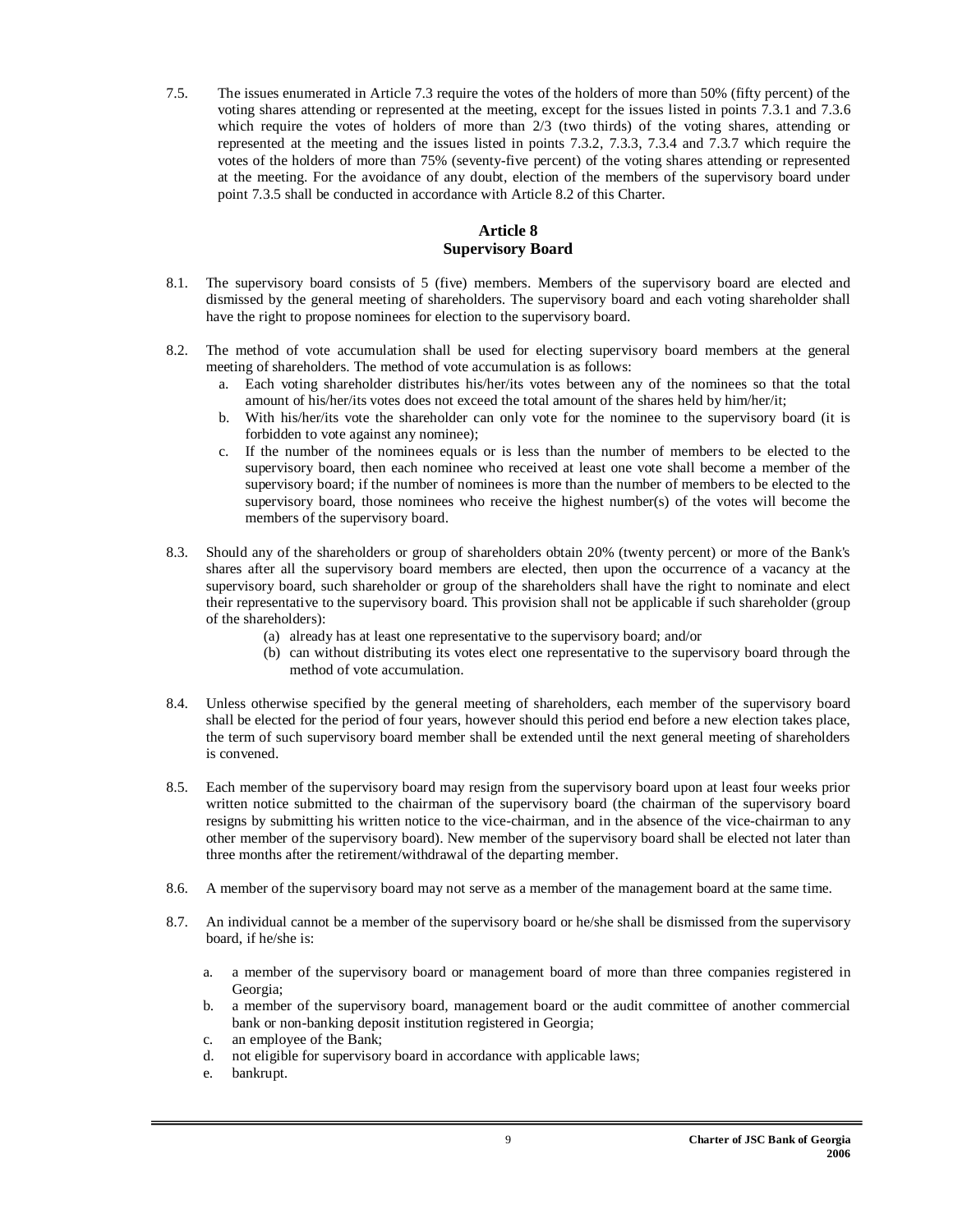7.5. The issues enumerated in Article 7.3 require the votes of the holders of more than 50% (fifty percent) of the voting shares attending or represented at the meeting, except for the issues listed in points 7.3.1 and 7.3.6 which require the votes of holders of more than 2/3 (two thirds) of the voting shares, attending or represented at the meeting and the issues listed in points 7.3.2, 7.3.3, 7.3.4 and 7.3.7 which require the votes of the holders of more than 75% (seventy-five percent) of the voting shares attending or represented at the meeting. For the avoidance of any doubt, election of the members of the supervisory board under point 7.3.5 shall be conducted in accordance with Article 8.2 of this Charter.

## Article 8
## Supervisory Board

8.1. The supervisory board consists of 5 (five) members. Members of the supervisory board are elected and dismissed by the general meeting of shareholders. The supervisory board and each voting shareholder shall have the right to propose nominees for election to the supervisory board.

8.2. The method of vote accumulation shall be used for electing supervisory board members at the general meeting of shareholders. The method of vote accumulation is as follows:

a. Each voting shareholder distributes his/her/its votes between any of the nominees so that the total amount of his/her/its votes does not exceed the total amount of the shares held by him/her/it;
b. With his/her/its vote the shareholder can only vote for the nominee to the supervisory board (it is forbidden to vote against any nominee);
c. If the number of the nominees equals or is less than the number of members to be elected to the supervisory board, then each nominee who received at least one vote shall become a member of the supervisory board; if the number of nominees is more than the number of members to be elected to the supervisory board, those nominees who receive the highest number(s) of the votes will become the members of the supervisory board.

8.3. Should any of the shareholders or group of shareholders obtain 20% (twenty percent) or more of the Bank's shares after all the supervisory board members are elected, then upon the occurrence of a vacancy at the supervisory board, such shareholder or group of the shareholders shall have the right to nominate and elect their representative to the supervisory board. This provision shall not be applicable if such shareholder (group of the shareholders):

(a) already has at least one representative to the supervisory board; and/or
(b) can without distributing its votes elect one representative to the supervisory board through the method of vote accumulation.

8.4. Unless otherwise specified by the general meeting of shareholders, each member of the supervisory board shall be elected for the period of four years, however should this period end before a new election takes place, the term of such supervisory board member shall be extended until the next general meeting of shareholders is convened.

8.5. Each member of the supervisory board may resign from the supervisory board upon at least four weeks prior written notice submitted to the chairman of the supervisory board (the chairman of the supervisory board resigns by submitting his written notice to the vice-chairman, and in the absence of the vice-chairman to any other member of the supervisory board). New member of the supervisory board shall be elected not later than three months after the retirement/withdrawal of the departing member.

8.6. A member of the supervisory board may not serve as a member of the management board at the same time.

8.7. An individual cannot be a member of the supervisory board or he/she shall be dismissed from the supervisory board, if he/she is:

a. a member of the supervisory board or management board of more than three companies registered in Georgia;
b. a member of the supervisory board, management board or the audit committee of another commercial bank or non-banking deposit institution registered in Georgia;
c. an employee of the Bank;
d. not eligible for supervisory board in accordance with applicable laws;
e. bankrupt.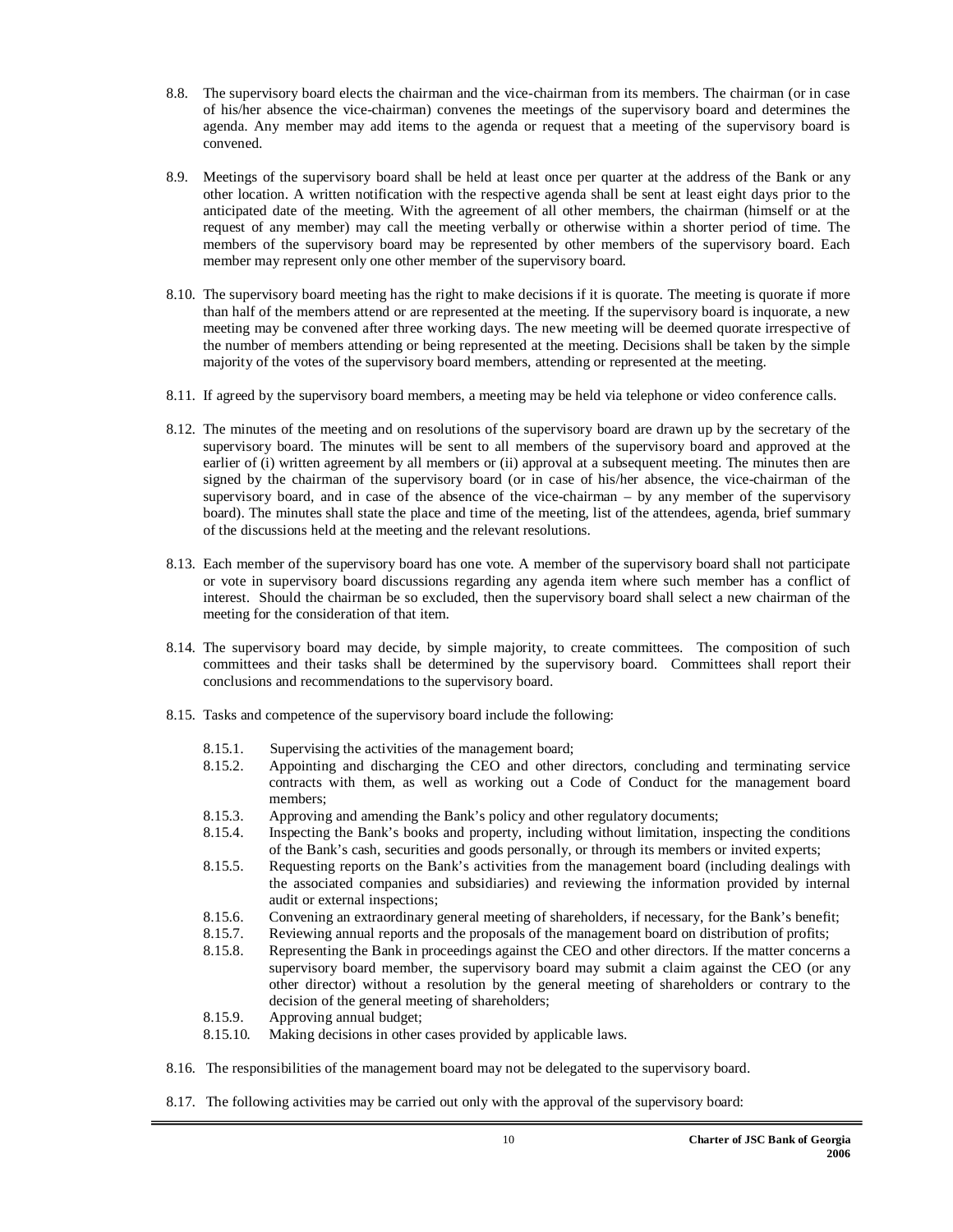8.8. The supervisory board elects the chairman and the vice-chairman from its members. The chairman (or in case of his/her absence the vice-chairman) convenes the meetings of the supervisory board and determines the agenda. Any member may add items to the agenda or request that a meeting of the supervisory board is convened.

8.9. Meetings of the supervisory board shall be held at least once per quarter at the address of the Bank or any other location. A written notification with the respective agenda shall be sent at least eight days prior to the anticipated date of the meeting. With the agreement of all other members, the chairman (himself or at the request of any member) may call the meeting verbally or otherwise within a shorter period of time. The members of the supervisory board may be represented by other members of the supervisory board. Each member may represent only one other member of the supervisory board.

8.10. The supervisory board meeting has the right to make decisions if it is quorate. The meeting is quorate if more than half of the members attend or are represented at the meeting. If the supervisory board is inquorate, a new meeting may be convened after three working days. The new meeting will be deemed quorate irrespective of the number of members attending or being represented at the meeting. Decisions shall be taken by the simple majority of the votes of the supervisory board members, attending or represented at the meeting.

8.11. If agreed by the supervisory board members, a meeting may be held via telephone or video conference calls.

8.12. The minutes of the meeting and on resolutions of the supervisory board are drawn up by the secretary of the supervisory board. The minutes will be sent to all members of the supervisory board and approved at the earlier of (i) written agreement by all members or (ii) approval at a subsequent meeting. The minutes then are signed by the chairman of the supervisory board (or in case of his/her absence, the vice-chairman of the supervisory board, and in case of the absence of the vice-chairman – by any member of the supervisory board). The minutes shall state the place and time of the meeting, list of the attendees, agenda, brief summary of the discussions held at the meeting and the relevant resolutions.

8.13. Each member of the supervisory board has one vote. A member of the supervisory board shall not participate or vote in supervisory board discussions regarding any agenda item where such member has a conflict of interest. Should the chairman be so excluded, then the supervisory board shall select a new chairman of the meeting for the consideration of that item.

8.14. The supervisory board may decide, by simple majority, to create committees. The composition of such committees and their tasks shall be determined by the supervisory board. Committees shall report their conclusions and recommendations to the supervisory board.

8.15. Tasks and competence of the supervisory board include the following:

- 8.15.1. Supervising the activities of the management board;
- 8.15.2. Appointing and discharging the CEO and other directors, concluding and terminating service contracts with them, as well as working out a Code of Conduct for the management board members;
- 8.15.3. Approving and amending the Bank's policy and other regulatory documents;
- 8.15.4. Inspecting the Bank's books and property, including without limitation, inspecting the conditions of the Bank's cash, securities and goods personally, or through its members or invited experts;
- 8.15.5. Requesting reports on the Bank's activities from the management board (including dealings with the associated companies and subsidiaries) and reviewing the information provided by internal audit or external inspections;
- 8.15.6. Convening an extraordinary general meeting of shareholders, if necessary, for the Bank's benefit;
- 8.15.7. Reviewing annual reports and the proposals of the management board on distribution of profits;
- 8.15.8. Representing the Bank in proceedings against the CEO and other directors. If the matter concerns a supervisory board member, the supervisory board may submit a claim against the CEO (or any other director) without a resolution by the general meeting of shareholders or contrary to the decision of the general meeting of shareholders;
- 8.15.9. Approving annual budget;
- 8.15.10. Making decisions in other cases provided by applicable laws.

8.16. The responsibilities of the management board may not be delegated to the supervisory board.

8.17. The following activities may be carried out only with the approval of the supervisory board: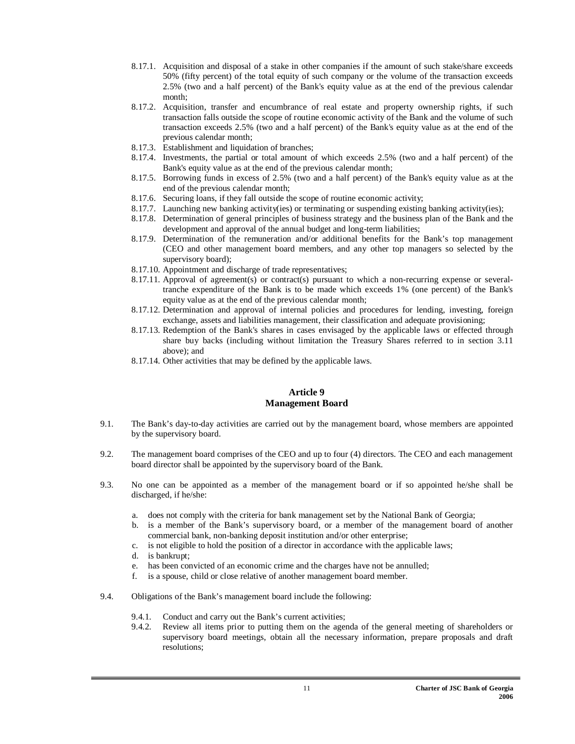8.17.1. Acquisition and disposal of a stake in other companies if the amount of such stake/share exceeds 50% (fifty percent) of the total equity of such company or the volume of the transaction exceeds 2.5% (two and a half percent) of the Bank's equity value as at the end of the previous calendar month;

8.17.2. Acquisition, transfer and encumbrance of real estate and property ownership rights, if such transaction falls outside the scope of routine economic activity of the Bank and the volume of such transaction exceeds 2.5% (two and a half percent) of the Bank's equity value as at the end of the previous calendar month;

8.17.3. Establishment and liquidation of branches;

8.17.4. Investments, the partial or total amount of which exceeds 2.5% (two and a half percent) of the Bank's equity value as at the end of the previous calendar month;

8.17.5. Borrowing funds in excess of 2.5% (two and a half percent) of the Bank's equity value as at the end of the previous calendar month;

8.17.6. Securing loans, if they fall outside the scope of routine economic activity;

8.17.7. Launching new banking activity(ies) or terminating or suspending existing banking activity(ies);

8.17.8. Determination of general principles of business strategy and the business plan of the Bank and the development and approval of the annual budget and long-term liabilities;

8.17.9. Determination of the remuneration and/or additional benefits for the Bank's top management (CEO and other management board members, and any other top managers so selected by the supervisory board);

8.17.10. Appointment and discharge of trade representatives;

8.17.11. Approval of agreement(s) or contract(s) pursuant to which a non-recurring expense or several-tranche expenditure of the Bank is to be made which exceeds 1% (one percent) of the Bank's equity value as at the end of the previous calendar month;

8.17.12. Determination and approval of internal policies and procedures for lending, investing, foreign exchange, assets and liabilities management, their classification and adequate provisioning;

8.17.13. Redemption of the Bank's shares in cases envisaged by the applicable laws or effected through share buy backs (including without limitation the Treasury Shares referred to in section 3.11 above); and

8.17.14. Other activities that may be defined by the applicable laws.

## Article 9
## Management Board

9.1. The Bank's day-to-day activities are carried out by the management board, whose members are appointed by the supervisory board.

9.2. The management board comprises of the CEO and up to four (4) directors. The CEO and each management board director shall be appointed by the supervisory board of the Bank.

9.3. No one can be appointed as a member of the management board or if so appointed he/she shall be discharged, if he/she:

a. does not comply with the criteria for bank management set by the National Bank of Georgia;
b. is a member of the Bank's supervisory board, or a member of the management board of another commercial bank, non-banking deposit institution and/or other enterprise;
c. is not eligible to hold the position of a director in accordance with the applicable laws;
d. is bankrupt;
e. has been convicted of an economic crime and the charges have not be annulled;
f. is a spouse, child or close relative of another management board member.

9.4. Obligations of the Bank's management board include the following:

9.4.1. Conduct and carry out the Bank's current activities;

9.4.2. Review all items prior to putting them on the agenda of the general meeting of shareholders or supervisory board meetings, obtain all the necessary information, prepare proposals and draft resolutions;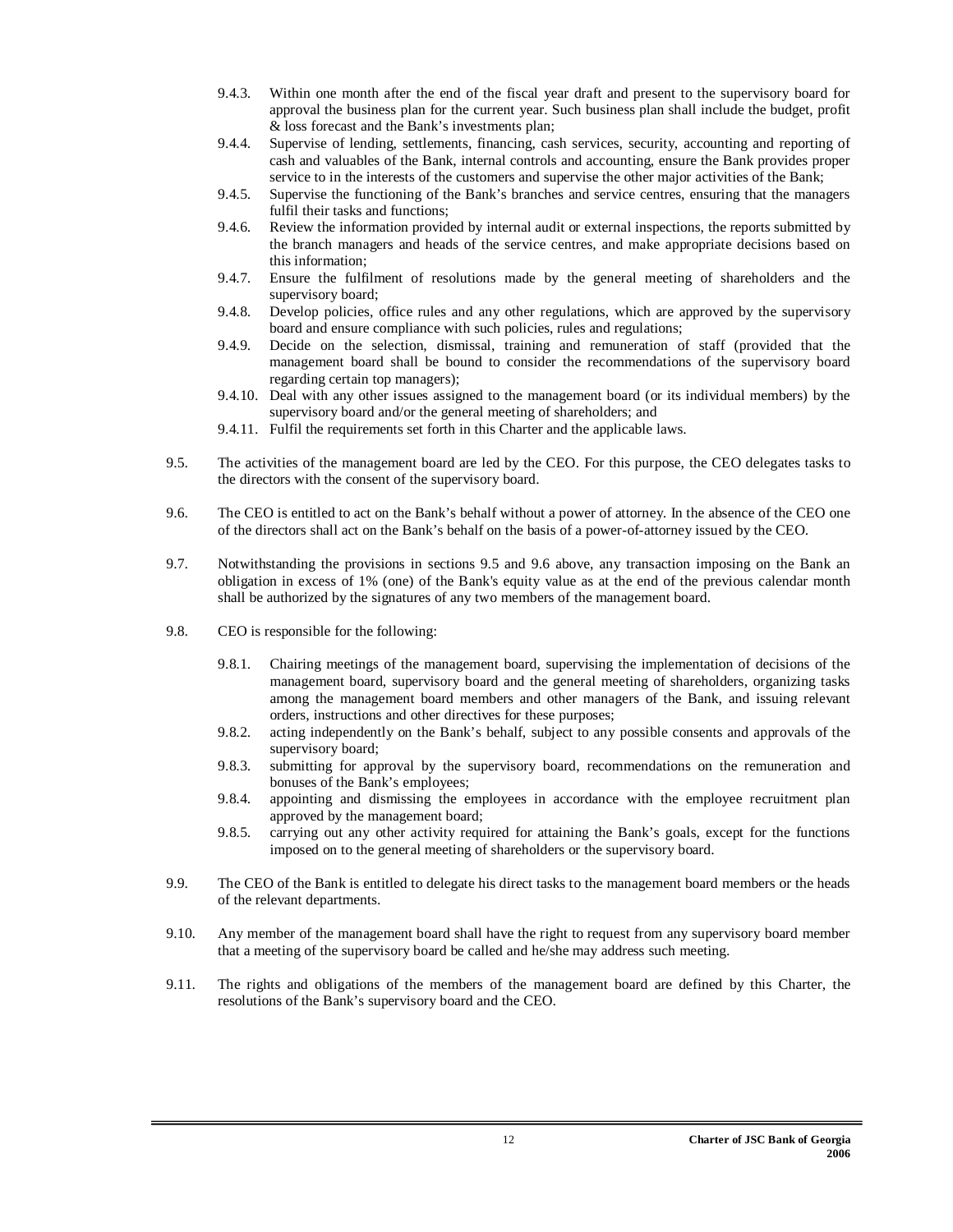9.4.3. Within one month after the end of the fiscal year draft and present to the supervisory board for approval the business plan for the current year. Such business plan shall include the budget, profit & loss forecast and the Bank's investments plan;

9.4.4. Supervise of lending, settlements, financing, cash services, security, accounting and reporting of cash and valuables of the Bank, internal controls and accounting, ensure the Bank provides proper service to in the interests of the customers and supervise the other major activities of the Bank;

9.4.5. Supervise the functioning of the Bank's branches and service centres, ensuring that the managers fulfil their tasks and functions;

9.4.6. Review the information provided by internal audit or external inspections, the reports submitted by the branch managers and heads of the service centres, and make appropriate decisions based on this information;

9.4.7. Ensure the fulfilment of resolutions made by the general meeting of shareholders and the supervisory board;

9.4.8. Develop policies, office rules and any other regulations, which are approved by the supervisory board and ensure compliance with such policies, rules and regulations;

9.4.9. Decide on the selection, dismissal, training and remuneration of staff (provided that the management board shall be bound to consider the recommendations of the supervisory board regarding certain top managers);

9.4.10. Deal with any other issues assigned to the management board (or its individual members) by the supervisory board and/or the general meeting of shareholders; and

9.4.11. Fulfil the requirements set forth in this Charter and the applicable laws.

9.5. The activities of the management board are led by the CEO. For this purpose, the CEO delegates tasks to the directors with the consent of the supervisory board.

9.6. The CEO is entitled to act on the Bank's behalf without a power of attorney. In the absence of the CEO one of the directors shall act on the Bank's behalf on the basis of a power-of-attorney issued by the CEO.

9.7. Notwithstanding the provisions in sections 9.5 and 9.6 above, any transaction imposing on the Bank an obligation in excess of 1% (one) of the Bank's equity value as at the end of the previous calendar month shall be authorized by the signatures of any two members of the management board.

9.8. CEO is responsible for the following:

9.8.1. Chairing meetings of the management board, supervising the implementation of decisions of the management board, supervisory board and the general meeting of shareholders, organizing tasks among the management board members and other managers of the Bank, and issuing relevant orders, instructions and other directives for these purposes;

9.8.2. acting independently on the Bank's behalf, subject to any possible consents and approvals of the supervisory board;

9.8.3. submitting for approval by the supervisory board, recommendations on the remuneration and bonuses of the Bank's employees;

9.8.4. appointing and dismissing the employees in accordance with the employee recruitment plan approved by the management board;

9.8.5. carrying out any other activity required for attaining the Bank's goals, except for the functions imposed on to the general meeting of shareholders or the supervisory board.

9.9. The CEO of the Bank is entitled to delegate his direct tasks to the management board members or the heads of the relevant departments.

9.10. Any member of the management board shall have the right to request from any supervisory board member that a meeting of the supervisory board be called and he/she may address such meeting.

9.11. The rights and obligations of the members of the management board are defined by this Charter, the resolutions of the Bank's supervisory board and the CEO.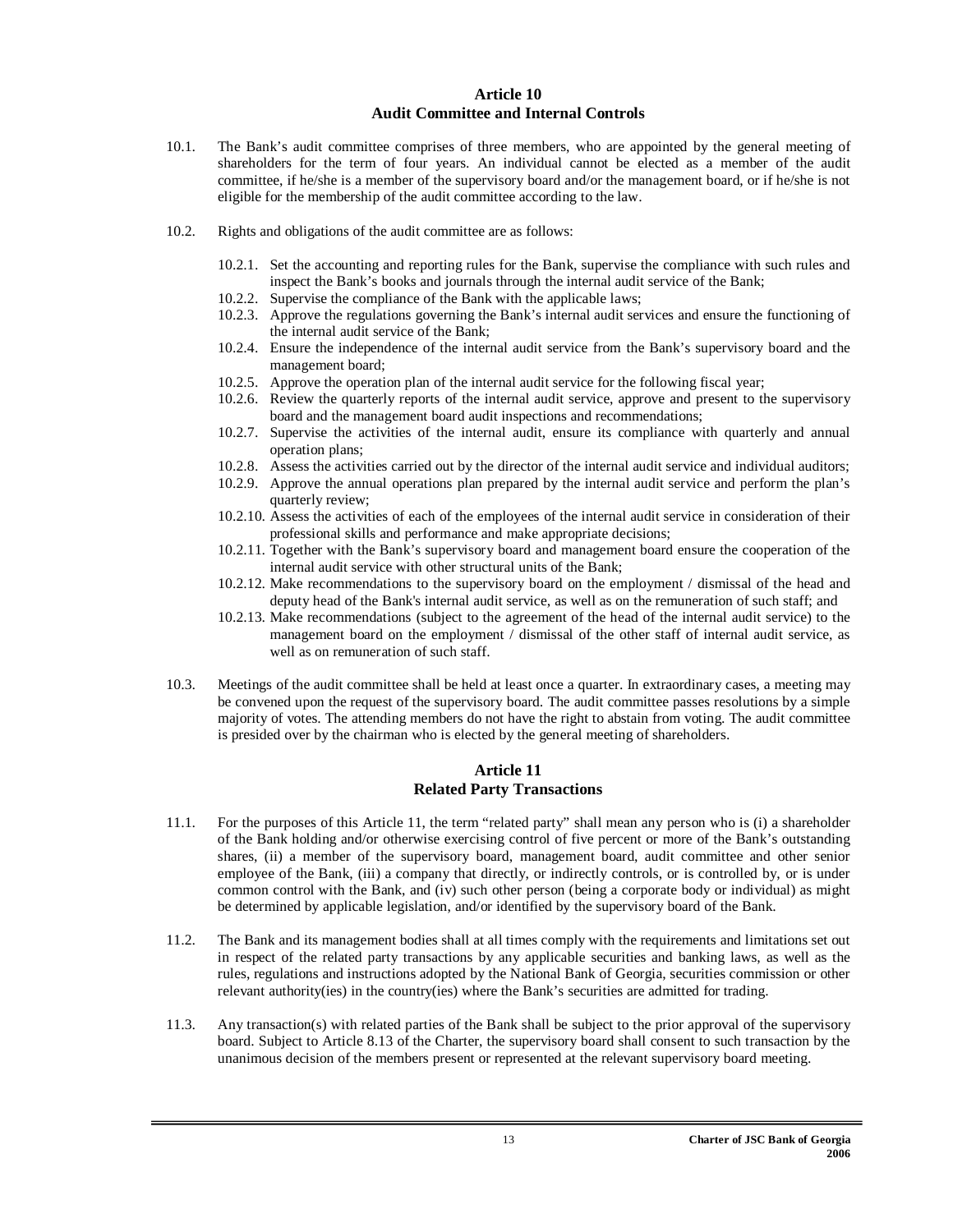## Article 10
## Audit Committee and Internal Controls

10.1. The Bank's audit committee comprises of three members, who are appointed by the general meeting of shareholders for the term of four years. An individual cannot be elected as a member of the audit committee, if he/she is a member of the supervisory board and/or the management board, or if he/she is not eligible for the membership of the audit committee according to the law.

10.2. Rights and obligations of the audit committee are as follows:

- 10.2.1. Set the accounting and reporting rules for the Bank, supervise the compliance with such rules and inspect the Bank's books and journals through the internal audit service of the Bank;
- 10.2.2. Supervise the compliance of the Bank with the applicable laws;
- 10.2.3. Approve the regulations governing the Bank's internal audit services and ensure the functioning of the internal audit service of the Bank;
- 10.2.4. Ensure the independence of the internal audit service from the Bank's supervisory board and the management board;
- 10.2.5. Approve the operation plan of the internal audit service for the following fiscal year;
- 10.2.6. Review the quarterly reports of the internal audit service, approve and present to the supervisory board and the management board audit inspections and recommendations;
- 10.2.7. Supervise the activities of the internal audit, ensure its compliance with quarterly and annual operation plans;
- 10.2.8. Assess the activities carried out by the director of the internal audit service and individual auditors;
- 10.2.9. Approve the annual operations plan prepared by the internal audit service and perform the plan's quarterly review;
- 10.2.10. Assess the activities of each of the employees of the internal audit service in consideration of their professional skills and performance and make appropriate decisions;
- 10.2.11. Together with the Bank's supervisory board and management board ensure the cooperation of the internal audit service with other structural units of the Bank;
- 10.2.12. Make recommendations to the supervisory board on the employment / dismissal of the head and deputy head of the Bank's internal audit service, as well as on the remuneration of such staff; and
- 10.2.13. Make recommendations (subject to the agreement of the head of the internal audit service) to the management board on the employment / dismissal of the other staff of internal audit service, as well as on remuneration of such staff.

10.3. Meetings of the audit committee shall be held at least once a quarter. In extraordinary cases, a meeting may be convened upon the request of the supervisory board. The audit committee passes resolutions by a simple majority of votes. The attending members do not have the right to abstain from voting. The audit committee is presided over by the chairman who is elected by the general meeting of shareholders.

## Article 11
## Related Party Transactions

11.1. For the purposes of this Article 11, the term "related party" shall mean any person who is (i) a shareholder of the Bank holding and/or otherwise exercising control of five percent or more of the Bank's outstanding shares, (ii) a member of the supervisory board, management board, audit committee and other senior employee of the Bank, (iii) a company that directly, or indirectly controls, or is controlled by, or is under common control with the Bank, and (iv) such other person (being a corporate body or individual) as might be determined by applicable legislation, and/or identified by the supervisory board of the Bank.

11.2. The Bank and its management bodies shall at all times comply with the requirements and limitations set out in respect of the related party transactions by any applicable securities and banking laws, as well as the rules, regulations and instructions adopted by the National Bank of Georgia, securities commission or other relevant authority(ies) in the country(ies) where the Bank's securities are admitted for trading.

11.3. Any transaction(s) with related parties of the Bank shall be subject to the prior approval of the supervisory board. Subject to Article 8.13 of the Charter, the supervisory board shall consent to such transaction by the unanimous decision of the members present or represented at the relevant supervisory board meeting.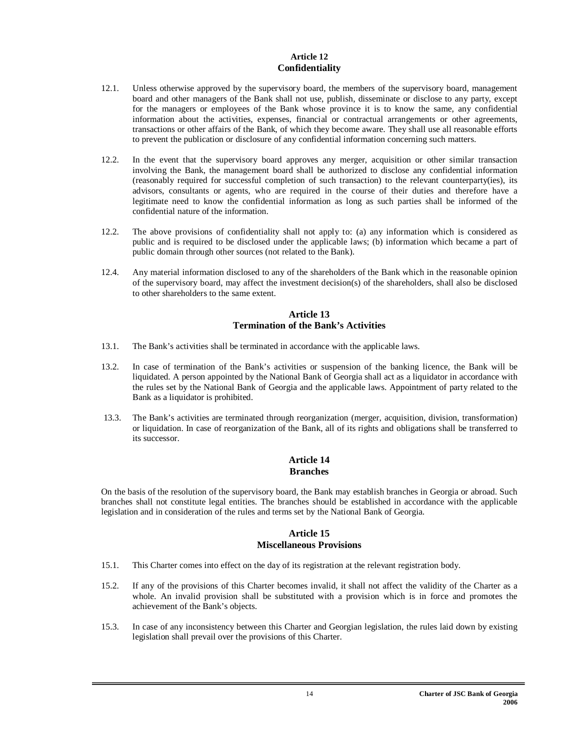## Article 12
## Confidentiality

12.1. Unless otherwise approved by the supervisory board, the members of the supervisory board, management board and other managers of the Bank shall not use, publish, disseminate or disclose to any party, except for the managers or employees of the Bank whose province it is to know the same, any confidential information about the activities, expenses, financial or contractual arrangements or other agreements, transactions or other affairs of the Bank, of which they become aware. They shall use all reasonable efforts to prevent the publication or disclosure of any confidential information concerning such matters.

12.2. In the event that the supervisory board approves any merger, acquisition or other similar transaction involving the Bank, the management board shall be authorized to disclose any confidential information (reasonably required for successful completion of such transaction) to the relevant counterparty(ies), its advisors, consultants or agents, who are required in the course of their duties and therefore have a legitimate need to know the confidential information as long as such parties shall be informed of the confidential nature of the information.

12.2. The above provisions of confidentiality shall not apply to: (a) any information which is considered as public and is required to be disclosed under the applicable laws; (b) information which became a part of public domain through other sources (not related to the Bank).

12.4. Any material information disclosed to any of the shareholders of the Bank which in the reasonable opinion of the supervisory board, may affect the investment decision(s) of the shareholders, shall also be disclosed to other shareholders to the same extent.

## Article 13
## Termination of the Bank's Activities

13.1. The Bank's activities shall be terminated in accordance with the applicable laws.

13.2. In case of termination of the Bank's activities or suspension of the banking licence, the Bank will be liquidated. A person appointed by the National Bank of Georgia shall act as a liquidator in accordance with the rules set by the National Bank of Georgia and the applicable laws. Appointment of party related to the Bank as a liquidator is prohibited.

13.3. The Bank's activities are terminated through reorganization (merger, acquisition, division, transformation) or liquidation. In case of reorganization of the Bank, all of its rights and obligations shall be transferred to its successor.

## Article 14
## Branches

On the basis of the resolution of the supervisory board, the Bank may establish branches in Georgia or abroad. Such branches shall not constitute legal entities. The branches should be established in accordance with the applicable legislation and in consideration of the rules and terms set by the National Bank of Georgia.

## Article 15
## Miscellaneous Provisions

15.1. This Charter comes into effect on the day of its registration at the relevant registration body.

15.2. If any of the provisions of this Charter becomes invalid, it shall not affect the validity of the Charter as a whole. An invalid provision shall be substituted with a provision which is in force and promotes the achievement of the Bank's objects.

15.3. In case of any inconsistency between this Charter and Georgian legislation, the rules laid down by existing legislation shall prevail over the provisions of this Charter.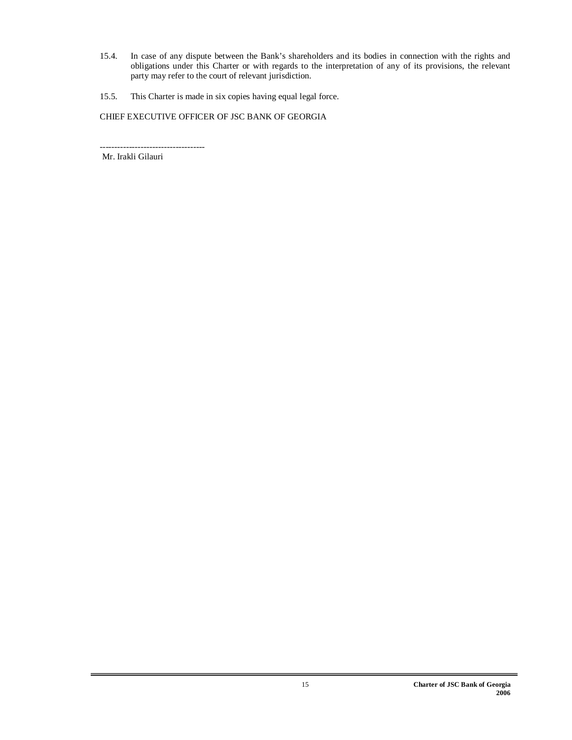15.4. In case of any dispute between the Bank's shareholders and its bodies in connection with the rights and obligations under this Charter or with regards to the interpretation of any of its provisions, the relevant party may refer to the court of relevant jurisdiction.

15.5. This Charter is made in six copies having equal legal force.

CHIEF EXECUTIVE OFFICER OF JSC BANK OF GEORGIA

------------------------------------

Mr. Irakli Gilauri